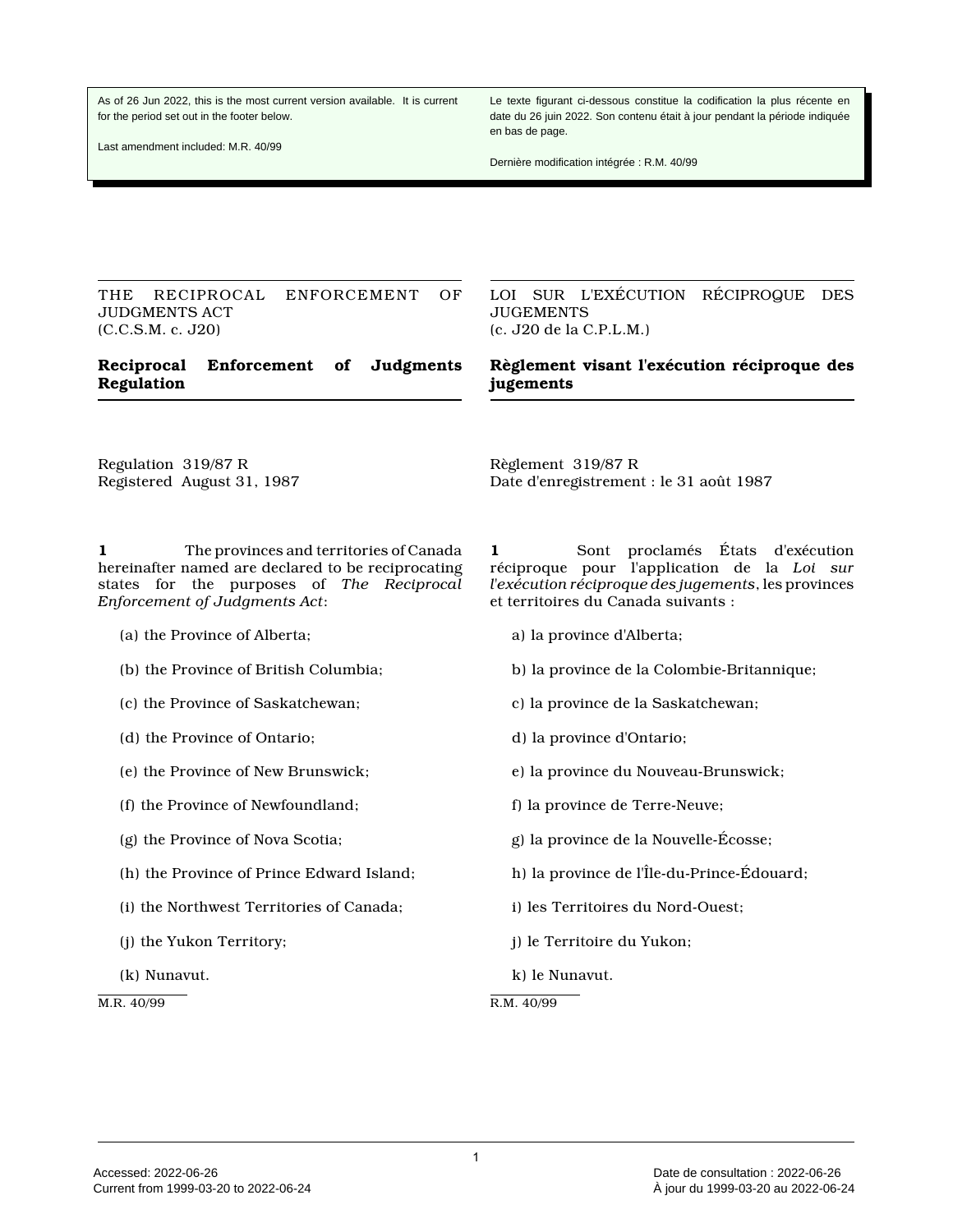As of 26 Jun 2022, this is the most current version available. It is current for the period set out in the footer below.

Last amendment included: M.R. 40/99

Le texte figurant ci-dessous constitue la codification la plus récente en date du 26 juin 2022. Son contenu était à jour pendant la période indiquée en bas de page.

Dernière modification intégrée : R.M. 40/99

THE RECIPROCAL ENFORCEMENT OF JUDGMENTS ACT
(C.C.S.M. c. J20)

## Reciprocal Enforcement of Judgments Regulation

Regulation 319/87 R
Registered August 31, 1987

**1** The provinces and territories of Canada hereinafter named are declared to be reciprocating states for the purposes of *The Reciprocal Enforcement of Judgments Act*:

(a) the Province of Alberta;

(b) the Province of British Columbia;

(c) the Province of Saskatchewan;

(d) the Province of Ontario;

(e) the Province of New Brunswick;

(f) the Province of Newfoundland;

(g) the Province of Nova Scotia;

(h) the Province of Prince Edward Island;

(i) the Northwest Territories of Canada;

(j) the Yukon Territory;

(k) Nunavut.

M.R. 40/99

LOI SUR L'EXÉCUTION RÉCIPROQUE DES JUGEMENTS
(c. J20 de la C.P.L.M.)

## Règlement visant l'exécution réciproque des jugements

Règlement 319/87 R
Date d'enregistrement : le 31 août 1987

**1** Sont proclamés États d'exécution réciproque pour l'application de la *Loi sur l'exécution réciproque des jugements*, les provinces et territoires du Canada suivants :

a) la province d'Alberta;

b) la province de la Colombie-Britannique;

c) la province de la Saskatchewan;

d) la province d'Ontario;

e) la province du Nouveau-Brunswick;

f) la province de Terre-Neuve;

g) la province de la Nouvelle-Écosse;

h) la province de l'Île-du-Prince-Édouard;

i) les Territoires du Nord-Ouest;

j) le Territoire du Yukon;

k) le Nunavut.

R.M. 40/99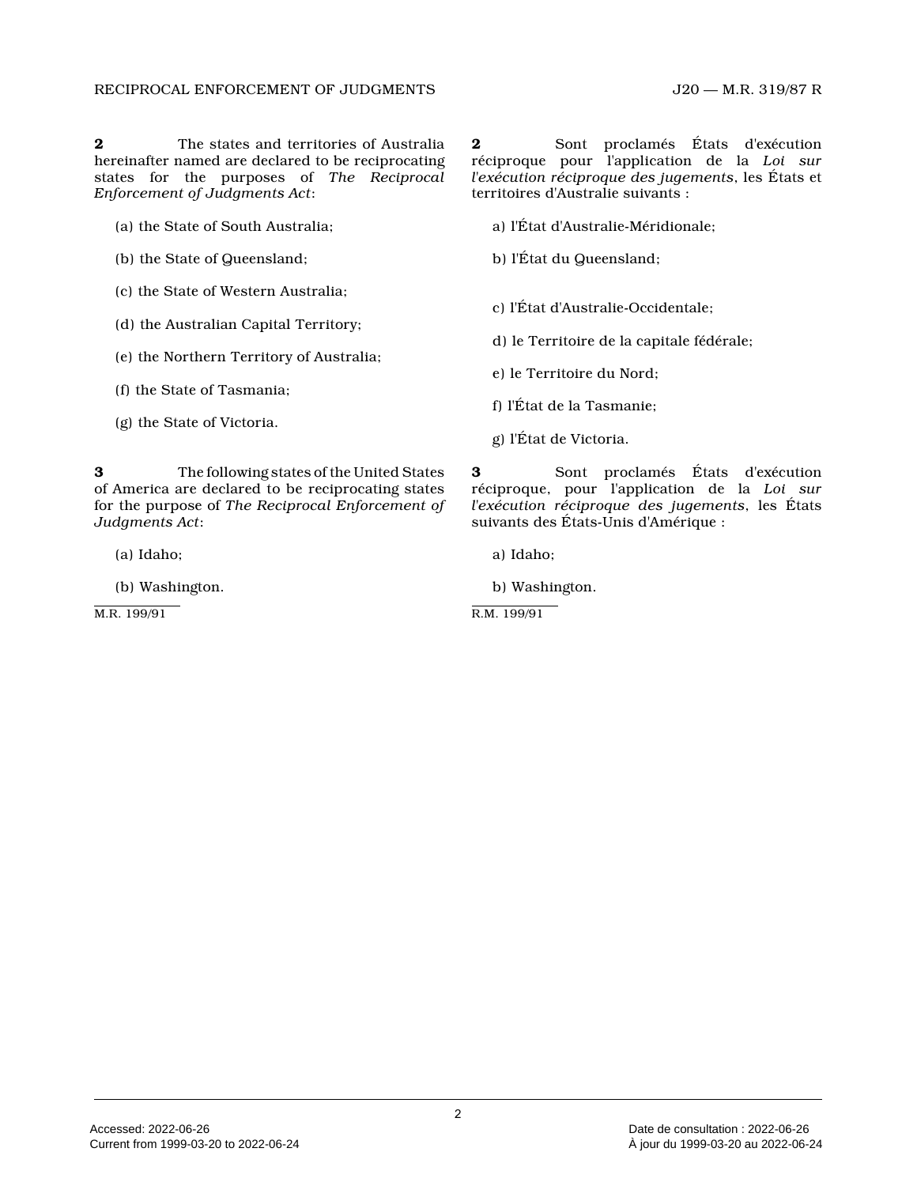**2** The states and territories of Australia hereinafter named are declared to be reciprocating states for the purposes of *The Reciprocal Enforcement of Judgments Act*:

(a) the State of South Australia;

(b) the State of Queensland;

(c) the State of Western Australia;

(d) the Australian Capital Territory;

(e) the Northern Territory of Australia;

(f) the State of Tasmania;

(g) the State of Victoria.

**3** The following states of the United States of America are declared to be reciprocating states for the purpose of *The Reciprocal Enforcement of Judgments Act*:

(a) Idaho;

(b) Washington.

M.R. 199/91

**2** Sont proclamés États d'exécution réciproque pour l'application de la *Loi sur l'exécution réciproque des jugements*, les États et territoires d'Australie suivants :

a) l'État d'Australie-Méridionale;

b) l'État du Queensland;

c) l'État d'Australie-Occidentale;

d) le Territoire de la capitale fédérale;

e) le Territoire du Nord;

f) l'État de la Tasmanie;

g) l'État de Victoria.

**3** Sont proclamés États d'exécution réciproque, pour l'application de la *Loi sur l'exécution réciproque des jugements*, les États suivants des États-Unis d'Amérique :

a) Idaho;

b) Washington.

R.M. 199/91